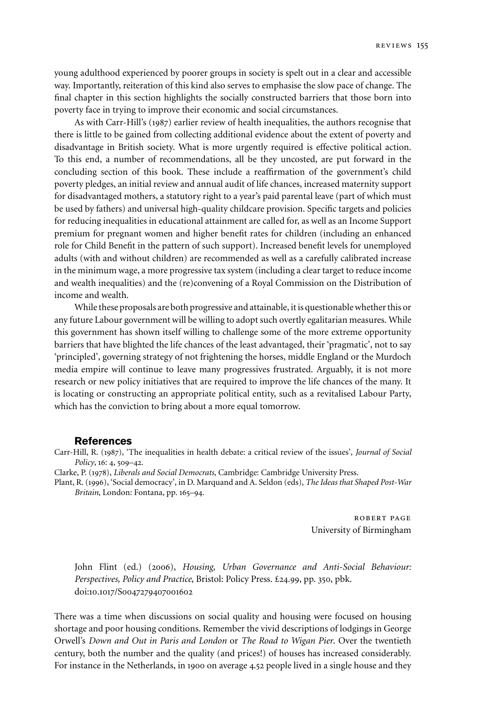young adulthood experienced by poorer groups in society is spelt out in a clear and accessible way. Importantly, reiteration of this kind also serves to emphasise the slow pace of change. The final chapter in this section highlights the socially constructed barriers that those born into poverty face in trying to improve their economic and social circumstances.

As with Carr-Hill's (1987) earlier review of health inequalities, the authors recognise that there is little to be gained from collecting additional evidence about the extent of poverty and disadvantage in British society. What is more urgently required is effective political action. To this end, a number of recommendations, all be they uncosted, are put forward in the concluding section of this book. These include a reaffirmation of the government's child poverty pledges, an initial review and annual audit of life chances, increased maternity support for disadvantaged mothers, a statutory right to a year's paid parental leave (part of which must be used by fathers) and universal high-quality childcare provision. Specific targets and policies for reducing inequalities in educational attainment are called for, as well as an Income Support premium for pregnant women and higher benefit rates for children (including an enhanced role for Child Benefit in the pattern of such support). Increased benefit levels for unemployed adults (with and without children) are recommended as well as a carefully calibrated increase in the minimum wage, a more progressive tax system (including a clear target to reduce income and wealth inequalities) and the (re)convening of a Royal Commission on the Distribution of income and wealth.

While these proposals are both progressive and attainable, it is questionable whether this or any future Labour government will be willing to adopt such overtly egalitarian measures. While this government has shown itself willing to challenge some of the more extreme opportunity barriers that have blighted the life chances of the least advantaged, their 'pragmatic', not to say 'principled', governing strategy of not frightening the horses, middle England or the Murdoch media empire will continue to leave many progressives frustrated. Arguably, it is not more research or new policy initiatives that are required to improve the life chances of the many. It is locating or constructing an appropriate political entity, such as a revitalised Labour Party, which has the conviction to bring about a more equal tomorrow.

## References

Carr-Hill, R. (1987), 'The inequalities in health debate: a critical review of the issues', *Journal of Social Policy*, 16: 4, 509–42.

Clarke, P. (1978), *Liberals and Social Democrats*, Cambridge: Cambridge University Press.

Plant, R. (1996), 'Social democracy', in D. Marquand and A. Seldon (eds), *The Ideas that Shaped Post-War Britain*, London: Fontana, pp. 165–94.

ROBERT PAGE
University of Birmingham

John Flint (ed.) (2006), *Housing, Urban Governance and Anti-Social Behaviour: Perspectives, Policy and Practice*, Bristol: Policy Press. £24.99, pp. 350, pbk.
doi:10.1017/S0047279407001602

There was a time when discussions on social quality and housing were focused on housing shortage and poor housing conditions. Remember the vivid descriptions of lodgings in George Orwell's *Down and Out in Paris and London* or *The Road to Wigan Pier*. Over the twentieth century, both the number and the quality (and prices!) of houses has increased considerably. For instance in the Netherlands, in 1900 on average 4.52 people lived in a single house and they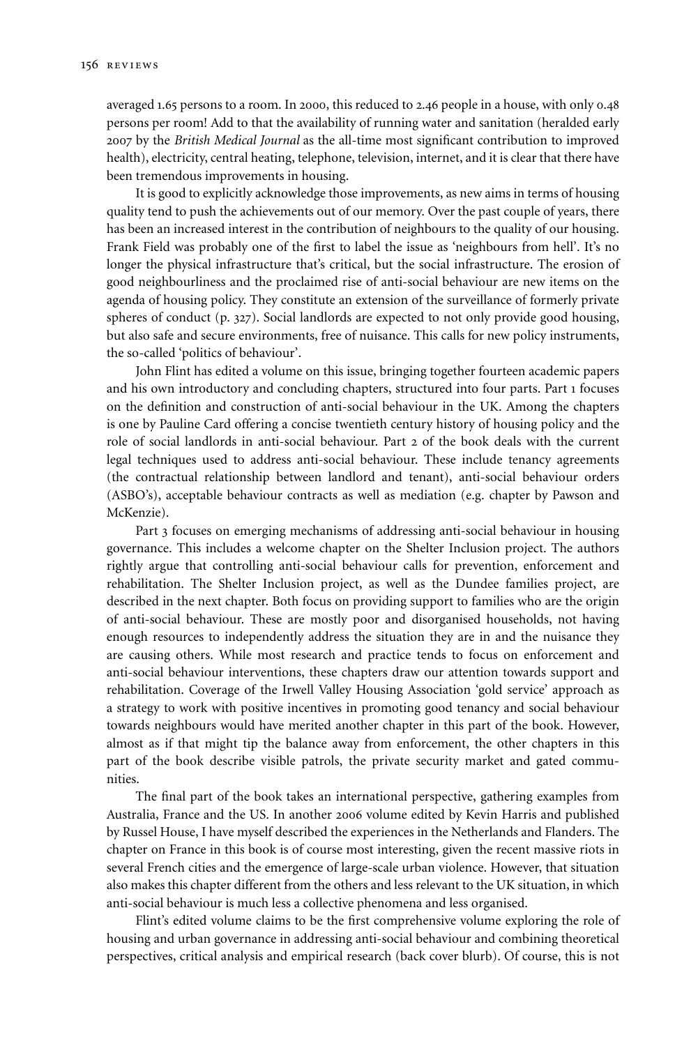averaged 1.65 persons to a room. In 2000, this reduced to 2.46 people in a house, with only 0.48 persons per room! Add to that the availability of running water and sanitation (heralded early 2007 by the *British Medical Journal* as the all-time most significant contribution to improved health), electricity, central heating, telephone, television, internet, and it is clear that there have been tremendous improvements in housing.

It is good to explicitly acknowledge those improvements, as new aims in terms of housing quality tend to push the achievements out of our memory. Over the past couple of years, there has been an increased interest in the contribution of neighbours to the quality of our housing. Frank Field was probably one of the first to label the issue as 'neighbours from hell'. It's no longer the physical infrastructure that's critical, but the social infrastructure. The erosion of good neighbourliness and the proclaimed rise of anti-social behaviour are new items on the agenda of housing policy. They constitute an extension of the surveillance of formerly private spheres of conduct (p. 327). Social landlords are expected to not only provide good housing, but also safe and secure environments, free of nuisance. This calls for new policy instruments, the so-called 'politics of behaviour'.

John Flint has edited a volume on this issue, bringing together fourteen academic papers and his own introductory and concluding chapters, structured into four parts. Part 1 focuses on the definition and construction of anti-social behaviour in the UK. Among the chapters is one by Pauline Card offering a concise twentieth century history of housing policy and the role of social landlords in anti-social behaviour. Part 2 of the book deals with the current legal techniques used to address anti-social behaviour. These include tenancy agreements (the contractual relationship between landlord and tenant), anti-social behaviour orders (ASBO's), acceptable behaviour contracts as well as mediation (e.g. chapter by Pawson and McKenzie).

Part 3 focuses on emerging mechanisms of addressing anti-social behaviour in housing governance. This includes a welcome chapter on the Shelter Inclusion project. The authors rightly argue that controlling anti-social behaviour calls for prevention, enforcement and rehabilitation. The Shelter Inclusion project, as well as the Dundee families project, are described in the next chapter. Both focus on providing support to families who are the origin of anti-social behaviour. These are mostly poor and disorganised households, not having enough resources to independently address the situation they are in and the nuisance they are causing others. While most research and practice tends to focus on enforcement and anti-social behaviour interventions, these chapters draw our attention towards support and rehabilitation. Coverage of the Irwell Valley Housing Association 'gold service' approach as a strategy to work with positive incentives in promoting good tenancy and social behaviour towards neighbours would have merited another chapter in this part of the book. However, almost as if that might tip the balance away from enforcement, the other chapters in this part of the book describe visible patrols, the private security market and gated communities.

The final part of the book takes an international perspective, gathering examples from Australia, France and the US. In another 2006 volume edited by Kevin Harris and published by Russel House, I have myself described the experiences in the Netherlands and Flanders. The chapter on France in this book is of course most interesting, given the recent massive riots in several French cities and the emergence of large-scale urban violence. However, that situation also makes this chapter different from the others and less relevant to the UK situation, in which anti-social behaviour is much less a collective phenomena and less organised.

Flint's edited volume claims to be the first comprehensive volume exploring the role of housing and urban governance in addressing anti-social behaviour and combining theoretical perspectives, critical analysis and empirical research (back cover blurb). Of course, this is not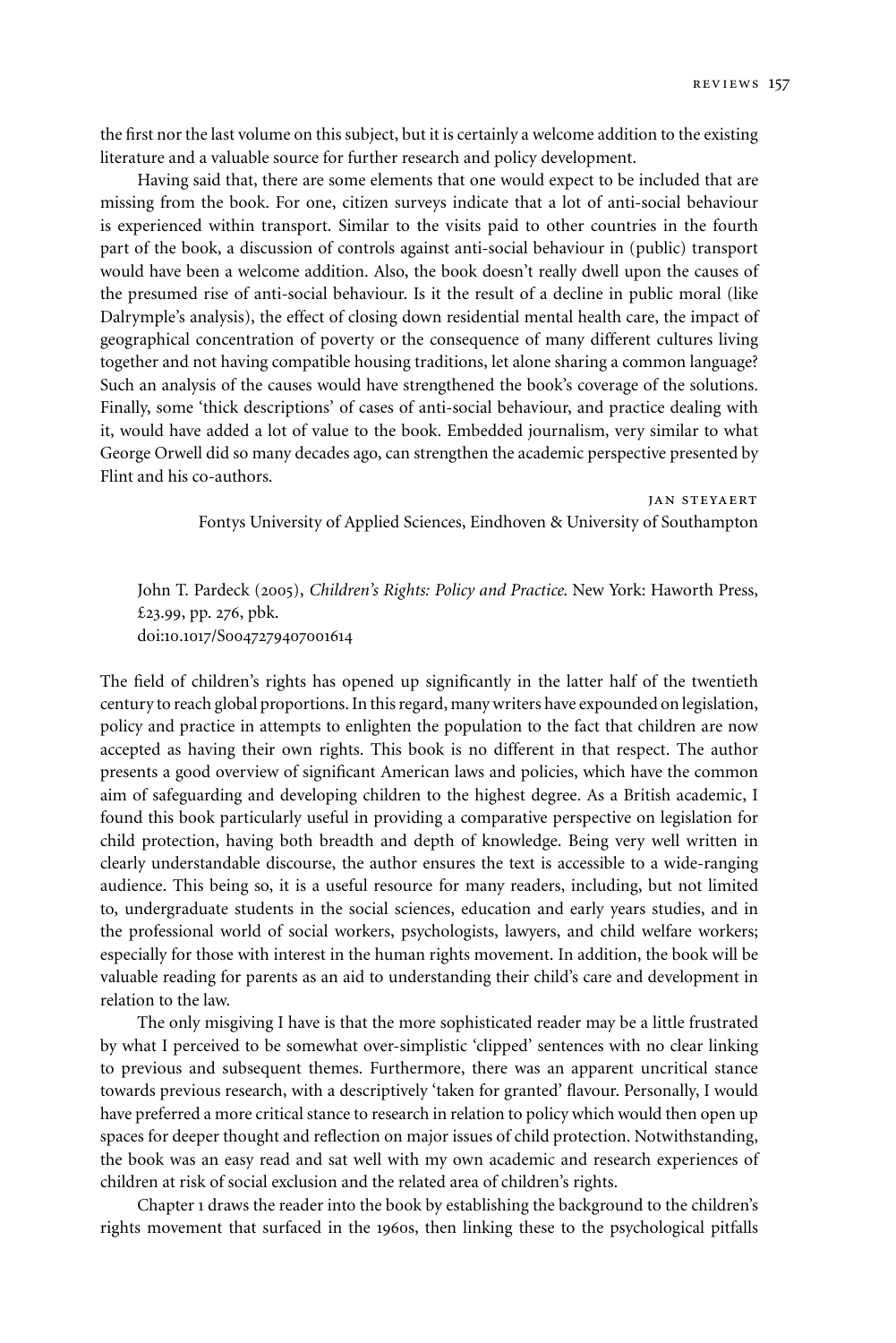the first nor the last volume on this subject, but it is certainly a welcome addition to the existing literature and a valuable source for further research and policy development.

Having said that, there are some elements that one would expect to be included that are missing from the book. For one, citizen surveys indicate that a lot of anti-social behaviour is experienced within transport. Similar to the visits paid to other countries in the fourth part of the book, a discussion of controls against anti-social behaviour in (public) transport would have been a welcome addition. Also, the book doesn't really dwell upon the causes of the presumed rise of anti-social behaviour. Is it the result of a decline in public moral (like Dalrymple's analysis), the effect of closing down residential mental health care, the impact of geographical concentration of poverty or the consequence of many different cultures living together and not having compatible housing traditions, let alone sharing a common language? Such an analysis of the causes would have strengthened the book's coverage of the solutions. Finally, some 'thick descriptions' of cases of anti-social behaviour, and practice dealing with it, would have added a lot of value to the book. Embedded journalism, very similar to what George Orwell did so many decades ago, can strengthen the academic perspective presented by Flint and his co-authors.

JAN STEYAERT
Fontys University of Applied Sciences, Eindhoven & University of Southampton

John T. Pardeck (2005), *Children's Rights: Policy and Practice.* New York: Haworth Press, £23.99, pp. 276, pbk.
doi:10.1017/S0047279407001614

The field of children's rights has opened up significantly in the latter half of the twentieth century to reach global proportions. In this regard, many writers have expounded on legislation, policy and practice in attempts to enlighten the population to the fact that children are now accepted as having their own rights. This book is no different in that respect. The author presents a good overview of significant American laws and policies, which have the common aim of safeguarding and developing children to the highest degree. As a British academic, I found this book particularly useful in providing a comparative perspective on legislation for child protection, having both breadth and depth of knowledge. Being very well written in clearly understandable discourse, the author ensures the text is accessible to a wide-ranging audience. This being so, it is a useful resource for many readers, including, but not limited to, undergraduate students in the social sciences, education and early years studies, and in the professional world of social workers, psychologists, lawyers, and child welfare workers; especially for those with interest in the human rights movement. In addition, the book will be valuable reading for parents as an aid to understanding their child's care and development in relation to the law.

The only misgiving I have is that the more sophisticated reader may be a little frustrated by what I perceived to be somewhat over-simplistic 'clipped' sentences with no clear linking to previous and subsequent themes. Furthermore, there was an apparent uncritical stance towards previous research, with a descriptively 'taken for granted' flavour. Personally, I would have preferred a more critical stance to research in relation to policy which would then open up spaces for deeper thought and reflection on major issues of child protection. Notwithstanding, the book was an easy read and sat well with my own academic and research experiences of children at risk of social exclusion and the related area of children's rights.

Chapter 1 draws the reader into the book by establishing the background to the children's rights movement that surfaced in the 1960s, then linking these to the psychological pitfalls